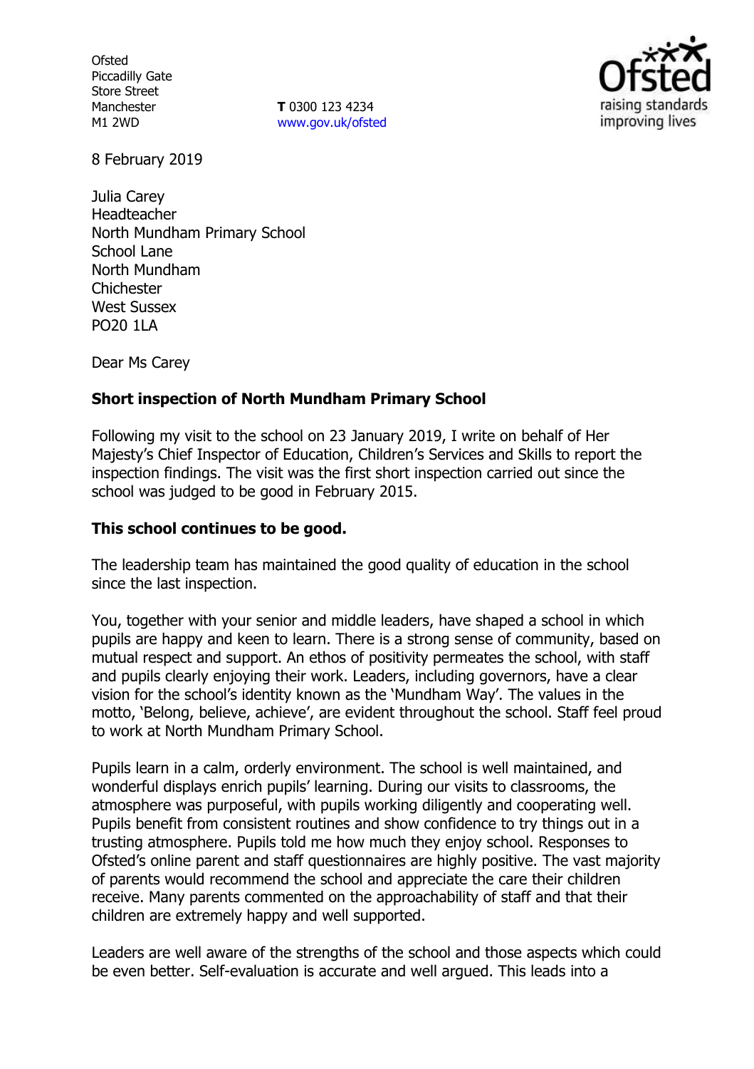Ofsted
Piccadilly Gate
Store Street
Manchester
M1 2WD

**T** 0300 123 4234
www.gov.uk/ofsted

8 February 2019

Julia Carey
Headteacher
North Mundham Primary School
School Lane
North Mundham
Chichester
West Sussex
PO20 1LA

Dear Ms Carey

**Short inspection of North Mundham Primary School**

Following my visit to the school on 23 January 2019, I write on behalf of Her Majesty's Chief Inspector of Education, Children's Services and Skills to report the inspection findings. The visit was the first short inspection carried out since the school was judged to be good in February 2015.

**This school continues to be good.**

The leadership team has maintained the good quality of education in the school since the last inspection.

You, together with your senior and middle leaders, have shaped a school in which pupils are happy and keen to learn. There is a strong sense of community, based on mutual respect and support. An ethos of positivity permeates the school, with staff and pupils clearly enjoying their work. Leaders, including governors, have a clear vision for the school's identity known as the 'Mundham Way'. The values in the motto, 'Belong, believe, achieve', are evident throughout the school. Staff feel proud to work at North Mundham Primary School.

Pupils learn in a calm, orderly environment. The school is well maintained, and wonderful displays enrich pupils' learning. During our visits to classrooms, the atmosphere was purposeful, with pupils working diligently and cooperating well. Pupils benefit from consistent routines and show confidence to try things out in a trusting atmosphere. Pupils told me how much they enjoy school. Responses to Ofsted's online parent and staff questionnaires are highly positive. The vast majority of parents would recommend the school and appreciate the care their children receive. Many parents commented on the approachability of staff and that their children are extremely happy and well supported.

Leaders are well aware of the strengths of the school and those aspects which could be even better. Self-evaluation is accurate and well argued. This leads into a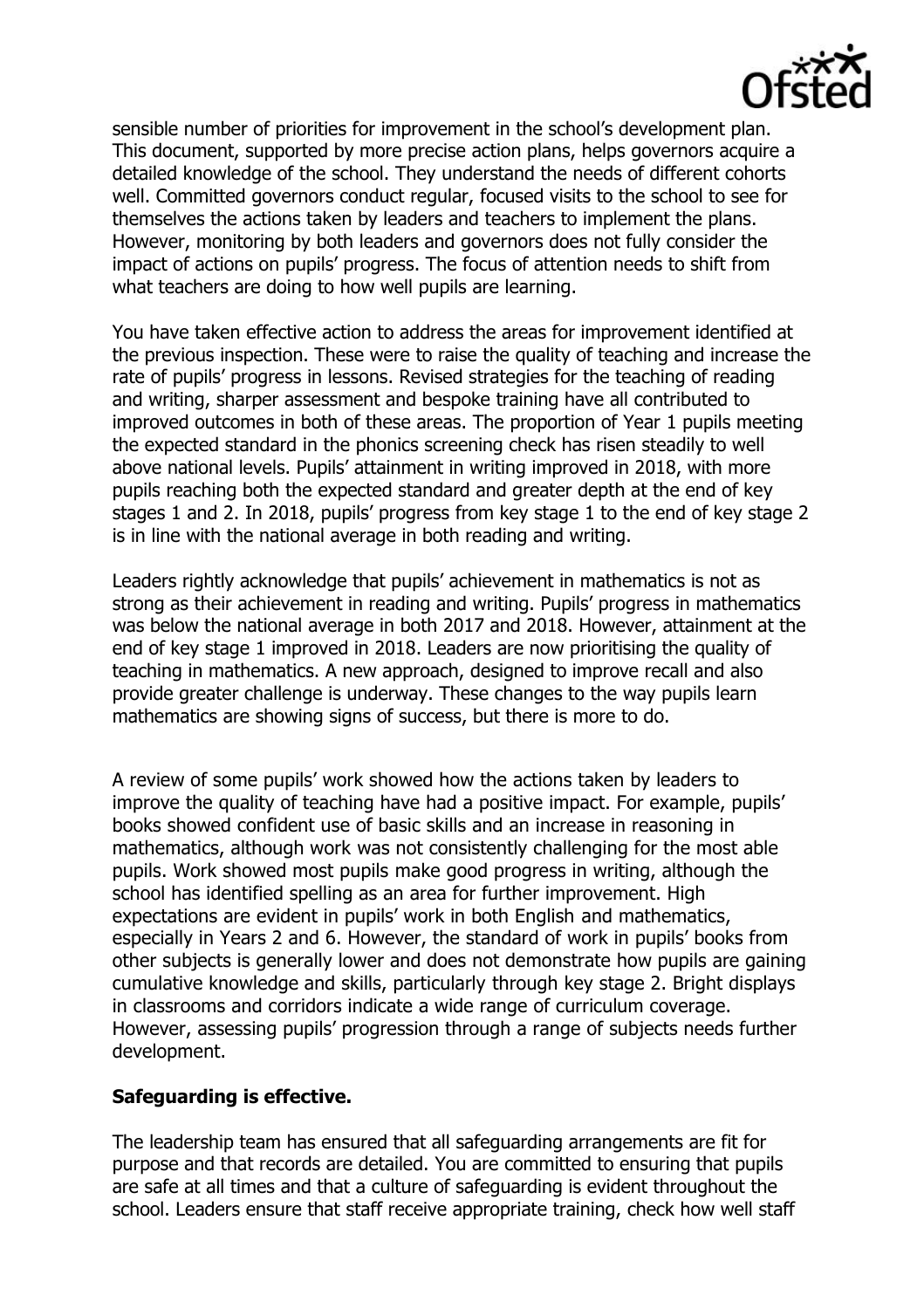sensible number of priorities for improvement in the school's development plan. This document, supported by more precise action plans, helps governors acquire a detailed knowledge of the school. They understand the needs of different cohorts well. Committed governors conduct regular, focused visits to the school to see for themselves the actions taken by leaders and teachers to implement the plans. However, monitoring by both leaders and governors does not fully consider the impact of actions on pupils' progress. The focus of attention needs to shift from what teachers are doing to how well pupils are learning.

You have taken effective action to address the areas for improvement identified at the previous inspection. These were to raise the quality of teaching and increase the rate of pupils' progress in lessons. Revised strategies for the teaching of reading and writing, sharper assessment and bespoke training have all contributed to improved outcomes in both of these areas. The proportion of Year 1 pupils meeting the expected standard in the phonics screening check has risen steadily to well above national levels. Pupils' attainment in writing improved in 2018, with more pupils reaching both the expected standard and greater depth at the end of key stages 1 and 2. In 2018, pupils' progress from key stage 1 to the end of key stage 2 is in line with the national average in both reading and writing.

Leaders rightly acknowledge that pupils' achievement in mathematics is not as strong as their achievement in reading and writing. Pupils' progress in mathematics was below the national average in both 2017 and 2018. However, attainment at the end of key stage 1 improved in 2018. Leaders are now prioritising the quality of teaching in mathematics. A new approach, designed to improve recall and also provide greater challenge is underway. These changes to the way pupils learn mathematics are showing signs of success, but there is more to do.

A review of some pupils' work showed how the actions taken by leaders to improve the quality of teaching have had a positive impact. For example, pupils' books showed confident use of basic skills and an increase in reasoning in mathematics, although work was not consistently challenging for the most able pupils. Work showed most pupils make good progress in writing, although the school has identified spelling as an area for further improvement. High expectations are evident in pupils' work in both English and mathematics, especially in Years 2 and 6. However, the standard of work in pupils' books from other subjects is generally lower and does not demonstrate how pupils are gaining cumulative knowledge and skills, particularly through key stage 2. Bright displays in classrooms and corridors indicate a wide range of curriculum coverage. However, assessing pupils' progression through a range of subjects needs further development.

**Safeguarding is effective.**

The leadership team has ensured that all safeguarding arrangements are fit for purpose and that records are detailed. You are committed to ensuring that pupils are safe at all times and that a culture of safeguarding is evident throughout the school. Leaders ensure that staff receive appropriate training, check how well staff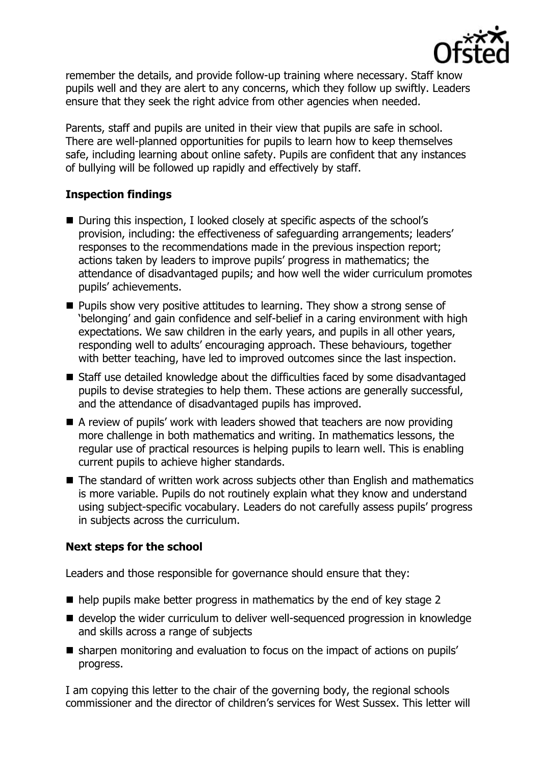remember the details, and provide follow-up training where necessary. Staff know pupils well and they are alert to any concerns, which they follow up swiftly. Leaders ensure that they seek the right advice from other agencies when needed.

Parents, staff and pupils are united in their view that pupils are safe in school. There are well-planned opportunities for pupils to learn how to keep themselves safe, including learning about online safety. Pupils are confident that any instances of bullying will be followed up rapidly and effectively by staff.

## Inspection findings

- During this inspection, I looked closely at specific aspects of the school's provision, including: the effectiveness of safeguarding arrangements; leaders' responses to the recommendations made in the previous inspection report; actions taken by leaders to improve pupils' progress in mathematics; the attendance of disadvantaged pupils; and how well the wider curriculum promotes pupils' achievements.
- Pupils show very positive attitudes to learning. They show a strong sense of 'belonging' and gain confidence and self-belief in a caring environment with high expectations. We saw children in the early years, and pupils in all other years, responding well to adults' encouraging approach. These behaviours, together with better teaching, have led to improved outcomes since the last inspection.
- Staff use detailed knowledge about the difficulties faced by some disadvantaged pupils to devise strategies to help them. These actions are generally successful, and the attendance of disadvantaged pupils has improved.
- A review of pupils' work with leaders showed that teachers are now providing more challenge in both mathematics and writing. In mathematics lessons, the regular use of practical resources is helping pupils to learn well. This is enabling current pupils to achieve higher standards.
- The standard of written work across subjects other than English and mathematics is more variable. Pupils do not routinely explain what they know and understand using subject-specific vocabulary. Leaders do not carefully assess pupils' progress in subjects across the curriculum.

## Next steps for the school

Leaders and those responsible for governance should ensure that they:

- help pupils make better progress in mathematics by the end of key stage 2
- develop the wider curriculum to deliver well-sequenced progression in knowledge and skills across a range of subjects
- sharpen monitoring and evaluation to focus on the impact of actions on pupils' progress.

I am copying this letter to the chair of the governing body, the regional schools commissioner and the director of children's services for West Sussex. This letter will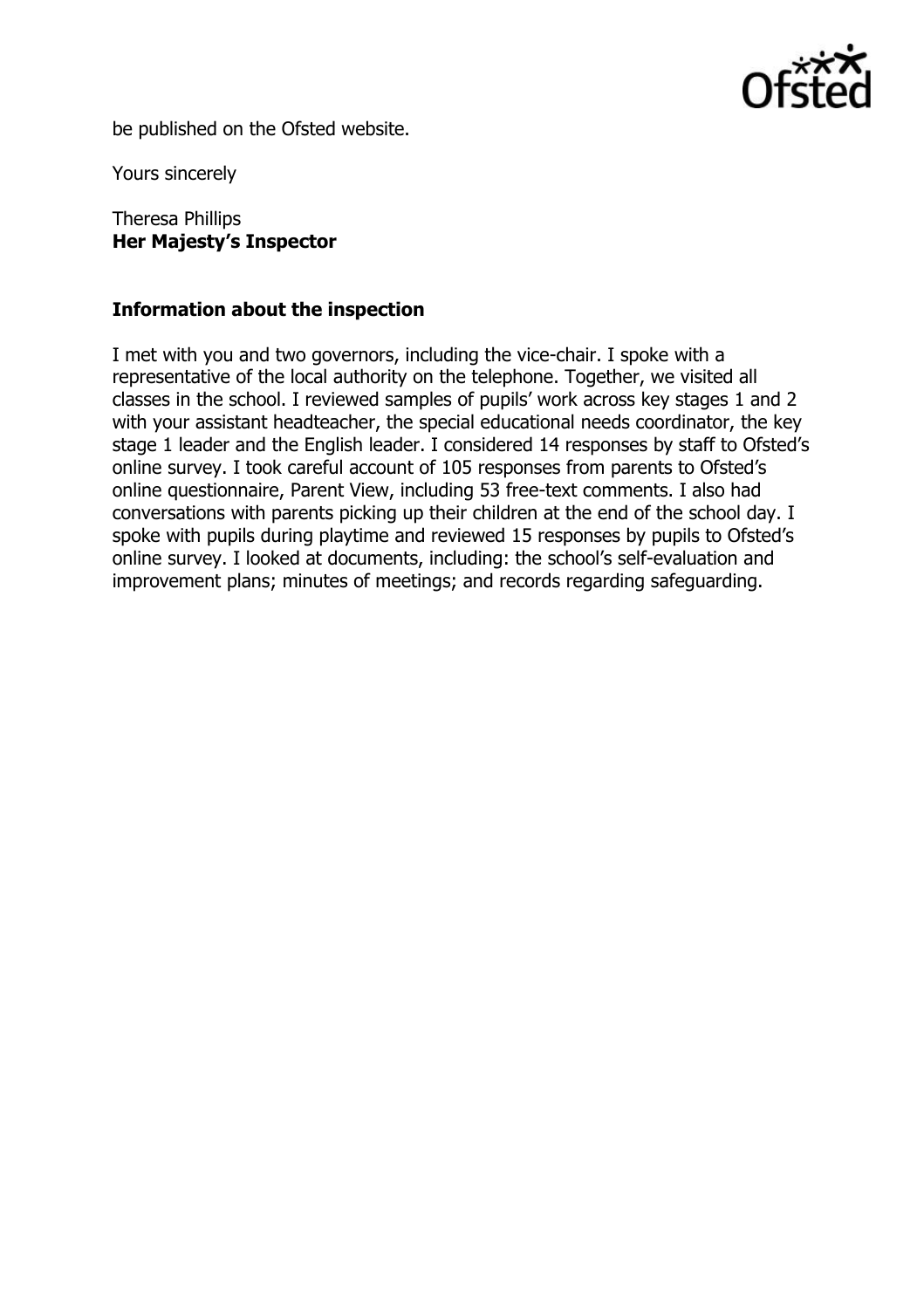be published on the Ofsted website.

Yours sincerely

Theresa Phillips
**Her Majesty's Inspector**

### Information about the inspection

I met with you and two governors, including the vice-chair. I spoke with a representative of the local authority on the telephone. Together, we visited all classes in the school. I reviewed samples of pupils' work across key stages 1 and 2 with your assistant headteacher, the special educational needs coordinator, the key stage 1 leader and the English leader. I considered 14 responses by staff to Ofsted's online survey. I took careful account of 105 responses from parents to Ofsted's online questionnaire, Parent View, including 53 free-text comments. I also had conversations with parents picking up their children at the end of the school day. I spoke with pupils during playtime and reviewed 15 responses by pupils to Ofsted's online survey. I looked at documents, including: the school's self-evaluation and improvement plans; minutes of meetings; and records regarding safeguarding.